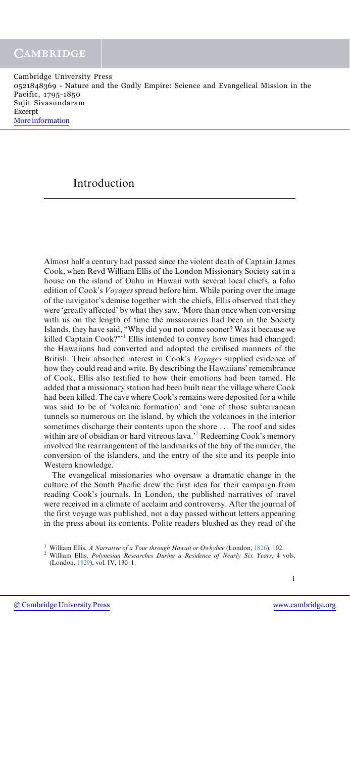# Introduction

Almost half a century had passed since the violent death of Captain James Cook, when Revd William Ellis of the London Missionary Society sat in a house on the island of Oahu in Hawaii with several local chiefs, a folio edition of Cook's *Voyages* spread before him. While poring over the image of the navigator's demise together with the chiefs, Ellis observed that they were 'greatly affected' by what they saw. 'More than once when conversing with us on the length of time the missionaries had been in the Society Islands, they have said, "Why did you not come sooner? Was it because we killed Captain Cook?"'[1] Ellis intended to convey how times had changed: the Hawaiians had converted and adopted the civilised manners of the British. Their absorbed interest in Cook's *Voyages* supplied evidence of how they could read and write. By describing the Hawaiians' remembrance of Cook, Ellis also testified to how their emotions had been tamed. He added that a missionary station had been built near the village where Cook had been killed. The cave where Cook's remains were deposited for a while was said to be of 'volcanic formation' and 'one of those subterranean tunnels so numerous on the island, by which the volcanoes in the interior sometimes discharge their contents upon the shore ... The roof and sides within are of obsidian or hard vitreous lava.'[2] Redeeming Cook's memory involved the rearrangement of the landmarks of the bay of the murder, the conversion of the islanders, and the entry of the site and its people into Western knowledge.

The evangelical missionaries who oversaw a dramatic change in the culture of the South Pacific drew the first idea for their campaign from reading Cook's journals. In London, the published narratives of travel were received in a climate of acclaim and controversy. After the journal of the first voyage was published, not a day passed without letters appearing in the press about its contents. Polite readers blushed as they read of the

[1] William Ellis, *A Narrative of a Tour through Hawaii or Owhyhee* (London, 1826), 102.

[2] William Ellis, *Polynesian Researches During a Residence of Nearly Six Years*, 4 vols. (London, 1829), vol. IV, 130–1.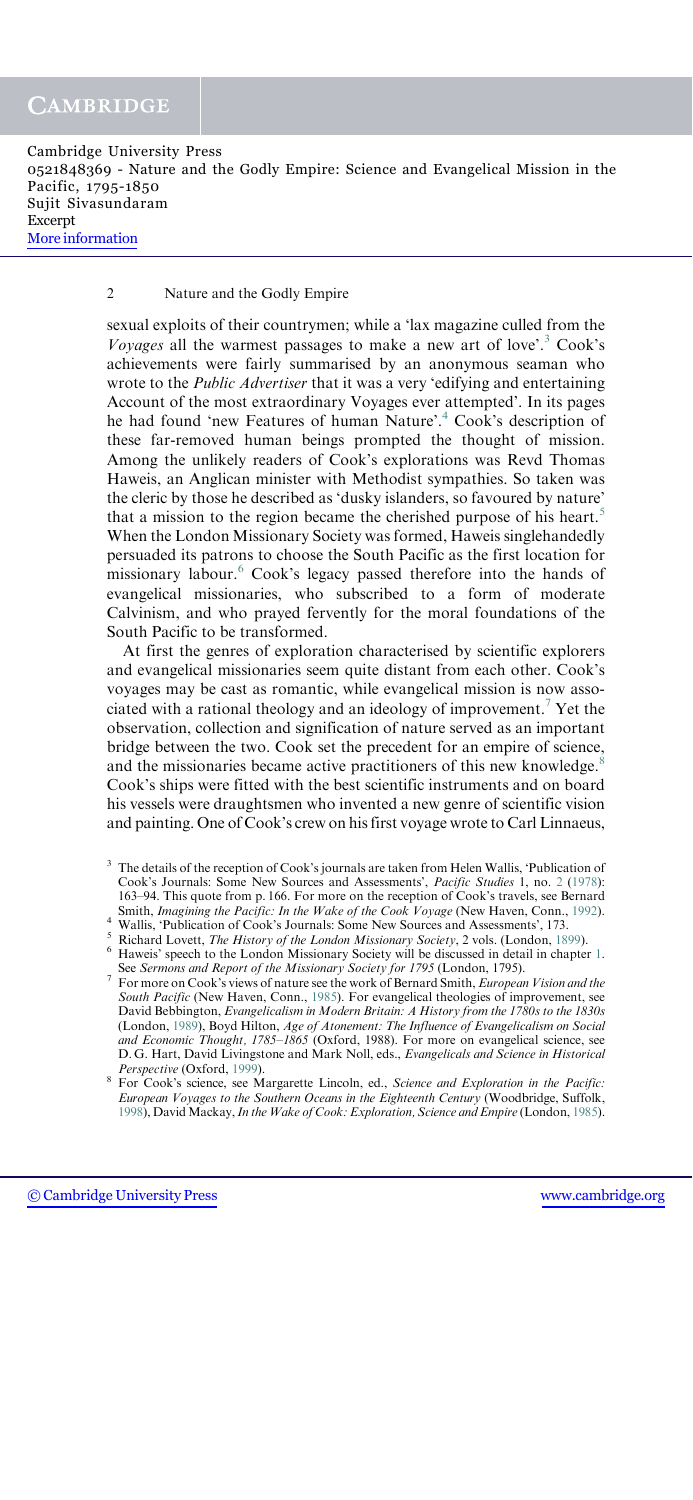sexual exploits of their countrymen; while a 'lax magazine culled from the *Voyages* all the warmest passages to make a new art of love'.[3] Cook's achievements were fairly summarised by an anonymous seaman who wrote to the *Public Advertiser* that it was a very 'edifying and entertaining Account of the most extraordinary Voyages ever attempted'. In its pages he had found 'new Features of human Nature'.[4] Cook's description of these far-removed human beings prompted the thought of mission. Among the unlikely readers of Cook's explorations was Revd Thomas Haweis, an Anglican minister with Methodist sympathies. So taken was the cleric by those he described as 'dusky islanders, so favoured by nature' that a mission to the region became the cherished purpose of his heart.[5] When the London Missionary Society was formed, Haweis singlehandedly persuaded its patrons to choose the South Pacific as the first location for missionary labour.[6] Cook's legacy passed therefore into the hands of evangelical missionaries, who subscribed to a form of moderate Calvinism, and who prayed fervently for the moral foundations of the South Pacific to be transformed.

At first the genres of exploration characterised by scientific explorers and evangelical missionaries seem quite distant from each other. Cook's voyages may be cast as romantic, while evangelical mission is now associated with a rational theology and an ideology of improvement.[7] Yet the observation, collection and signification of nature served as an important bridge between the two. Cook set the precedent for an empire of science, and the missionaries became active practitioners of this new knowledge.[8] Cook's ships were fitted with the best scientific instruments and on board his vessels were draughtsmen who invented a new genre of scientific vision and painting. One of Cook's crew on his first voyage wrote to Carl Linnaeus,

[3] The details of the reception of Cook's journals are taken from Helen Wallis, 'Publication of Cook's Journals: Some New Sources and Assessments', *Pacific Studies* 1, no. 2 (1978): 163–94. This quote from p. 166. For more on the reception of Cook's travels, see Bernard Smith, *Imagining the Pacific: In the Wake of the Cook Voyage* (New Haven, Conn., 1992).

[4] Wallis, 'Publication of Cook's Journals: Some New Sources and Assessments', 173.

[5] Richard Lovett, *The History of the London Missionary Society*, 2 vols. (London, 1899).

[6] Haweis' speech to the London Missionary Society will be discussed in detail in chapter 1. See *Sermons and Report of the Missionary Society for 1795* (London, 1795).

[7] For more on Cook's views of nature see the work of Bernard Smith, *European Vision and the South Pacific* (New Haven, Conn., 1985). For evangelical theologies of improvement, see David Bebbington, *Evangelicalism in Modern Britain: A History from the 1780s to the 1830s* (London, 1989), Boyd Hilton, *Age of Atonement: The Influence of Evangelicalism on Social and Economic Thought, 1785–1865* (Oxford, 1988). For more on evangelical science, see D. G. Hart, David Livingstone and Mark Noll, eds., *Evangelicals and Science in Historical Perspective* (Oxford, 1999).

[8] For Cook's science, see Margarette Lincoln, ed., *Science and Exploration in the Pacific: European Voyages to the Southern Oceans in the Eighteenth Century* (Woodbridge, Suffolk, 1998), David Mackay, *In the Wake of Cook: Exploration, Science and Empire* (London, 1985).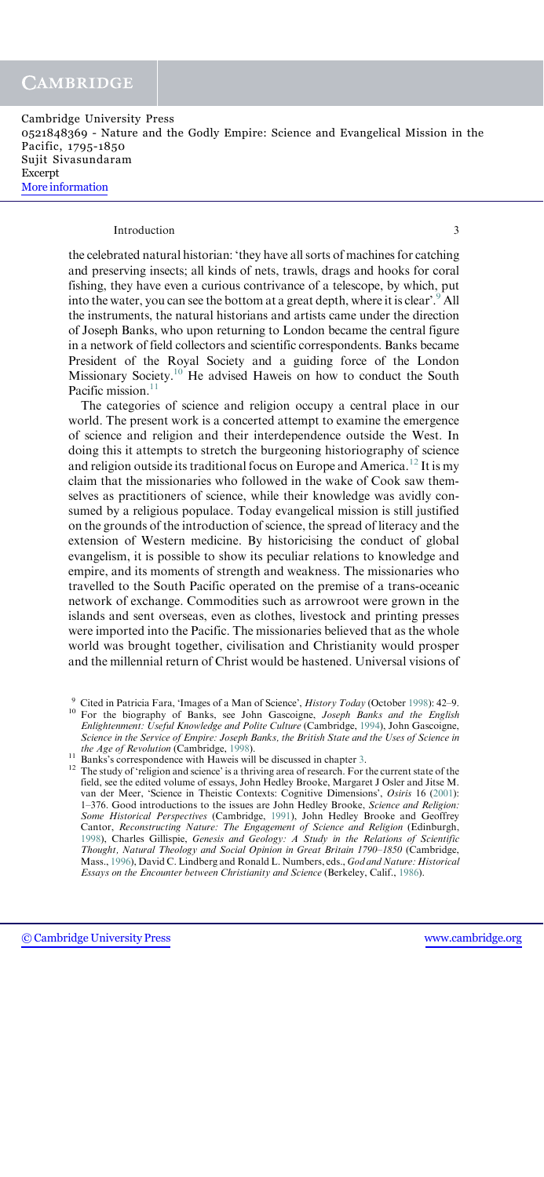the celebrated natural historian: 'they have all sorts of machines for catching and preserving insects; all kinds of nets, trawls, drags and hooks for coral fishing, they have even a curious contrivance of a telescope, by which, put into the water, you can see the bottom at a great depth, where it is clear'.[9] All the instruments, the natural historians and artists came under the direction of Joseph Banks, who upon returning to London became the central figure in a network of field collectors and scientific correspondents. Banks became President of the Royal Society and a guiding force of the London Missionary Society.[10] He advised Haweis on how to conduct the South Pacific mission.[11]

The categories of science and religion occupy a central place in our world. The present work is a concerted attempt to examine the emergence of science and religion and their interdependence outside the West. In doing this it attempts to stretch the burgeoning historiography of science and religion outside its traditional focus on Europe and America.[12] It is my claim that the missionaries who followed in the wake of Cook saw themselves as practitioners of science, while their knowledge was avidly consumed by a religious populace. Today evangelical mission is still justified on the grounds of the introduction of science, the spread of literacy and the extension of Western medicine. By historicising the conduct of global evangelism, it is possible to show its peculiar relations to knowledge and empire, and its moments of strength and weakness. The missionaries who travelled to the South Pacific operated on the premise of a trans-oceanic network of exchange. Commodities such as arrowroot were grown in the islands and sent overseas, even as clothes, livestock and printing presses were imported into the Pacific. The missionaries believed that as the whole world was brought together, civilisation and Christianity would prosper and the millennial return of Christ would be hastened. Universal visions of

[9] Cited in Patricia Fara, 'Images of a Man of Science', *History Today* (October 1998): 42–9.

[10] For the biography of Banks, see John Gascoigne, *Joseph Banks and the English Enlightenment: Useful Knowledge and Polite Culture* (Cambridge, 1994), John Gascoigne, *Science in the Service of Empire: Joseph Banks, the British State and the Uses of Science in the Age of Revolution* (Cambridge, 1998).

[11] Banks's correspondence with Haweis will be discussed in chapter 3.

[12] The study of 'religion and science' is a thriving area of research. For the current state of the field, see the edited volume of essays, John Hedley Brooke, Margaret J Osler and Jitse M. van der Meer, 'Science in Theistic Contexts: Cognitive Dimensions', *Osiris* 16 (2001): 1–376. Good introductions to the issues are John Hedley Brooke, *Science and Religion: Some Historical Perspectives* (Cambridge, 1991), John Hedley Brooke and Geoffrey Cantor, *Reconstructing Nature: The Engagement of Science and Religion* (Edinburgh, 1998), Charles Gillispie, *Genesis and Geology: A Study in the Relations of Scientific Thought, Natural Theology and Social Opinion in Great Britain 1790–1850* (Cambridge, Mass., 1996), David C. Lindberg and Ronald L. Numbers, eds., *God and Nature: Historical Essays on the Encounter between Christianity and Science* (Berkeley, Calif., 1986).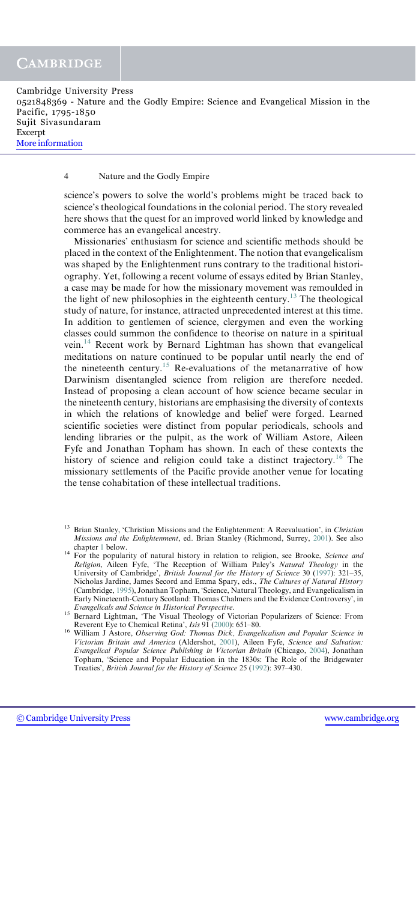science's powers to solve the world's problems might be traced back to science's theological foundations in the colonial period. The story revealed here shows that the quest for an improved world linked by knowledge and commerce has an evangelical ancestry.

Missionaries' enthusiasm for science and scientific methods should be placed in the context of the Enlightenment. The notion that evangelicalism was shaped by the Enlightenment runs contrary to the traditional historiography. Yet, following a recent volume of essays edited by Brian Stanley, a case may be made for how the missionary movement was remoulded in the light of new philosophies in the eighteenth century.[13] The theological study of nature, for instance, attracted unprecedented interest at this time. In addition to gentlemen of science, clergymen and even the working classes could summon the confidence to theorise on nature in a spiritual vein.[14] Recent work by Bernard Lightman has shown that evangelical meditations on nature continued to be popular until nearly the end of the nineteenth century.[15] Re-evaluations of the metanarrative of how Darwinism disentangled science from religion are therefore needed. Instead of proposing a clean account of how science became secular in the nineteenth century, historians are emphasising the diversity of contexts in which the relations of knowledge and belief were forged. Learned scientific societies were distinct from popular periodicals, schools and lending libraries or the pulpit, as the work of William Astore, Aileen Fyfe and Jonathan Topham has shown. In each of these contexts the history of science and religion could take a distinct trajectory.[16] The missionary settlements of the Pacific provide another venue for locating the tense cohabitation of these intellectual traditions.

---

[13] Brian Stanley, 'Christian Missions and the Enlightenment: A Reevaluation', in *Christian Missions and the Enlightenment*, ed. Brian Stanley (Richmond, Surrey, 2001). See also chapter 1 below.

[14] For the popularity of natural history in relation to religion, see Brooke, *Science and Religion*, Aileen Fyfe, 'The Reception of William Paley's *Natural Theology* in the University of Cambridge', *British Journal for the History of Science* 30 (1997): 321–35, Nicholas Jardine, James Secord and Emma Spary, eds., *The Cultures of Natural History* (Cambridge, 1995), Jonathan Topham, 'Science, Natural Theology, and Evangelicalism in Early Nineteenth-Century Scotland: Thomas Chalmers and the Evidence Controversy', in *Evangelicals and Science in Historical Perspective*.

[15] Bernard Lightman, 'The Visual Theology of Victorian Popularizers of Science: From Reverent Eye to Chemical Retina', *Isis* 91 (2000): 651–80.

[16] William J Astore, *Observing God: Thomas Dick, Evangelicalism and Popular Science in Victorian Britain and America* (Aldershot, 2001), Aileen Fyfe, *Science and Salvation: Evangelical Popular Science Publishing in Victorian Britain* (Chicago, 2004), Jonathan Topham, 'Science and Popular Education in the 1830s: The Role of the Bridgewater Treaties', *British Journal for the History of Science* 25 (1992): 397–430.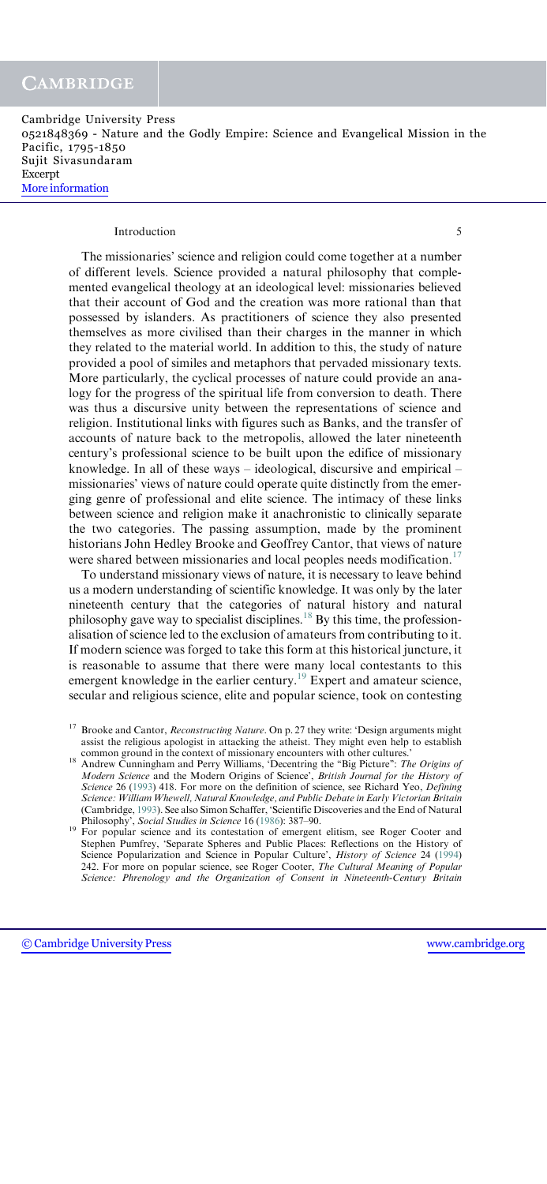The missionaries' science and religion could come together at a number of different levels. Science provided a natural philosophy that complemented evangelical theology at an ideological level: missionaries believed that their account of God and the creation was more rational than that possessed by islanders. As practitioners of science they also presented themselves as more civilised than their charges in the manner in which they related to the material world. In addition to this, the study of nature provided a pool of similes and metaphors that pervaded missionary texts. More particularly, the cyclical processes of nature could provide an analogy for the progress of the spiritual life from conversion to death. There was thus a discursive unity between the representations of science and religion. Institutional links with figures such as Banks, and the transfer of accounts of nature back to the metropolis, allowed the later nineteenth century's professional science to be built upon the edifice of missionary knowledge. In all of these ways – ideological, discursive and empirical – missionaries' views of nature could operate quite distinctly from the emerging genre of professional and elite science. The intimacy of these links between science and religion make it anachronistic to clinically separate the two categories. The passing assumption, made by the prominent historians John Hedley Brooke and Geoffrey Cantor, that views of nature were shared between missionaries and local peoples needs modification.[17]

To understand missionary views of nature, it is necessary to leave behind us a modern understanding of scientific knowledge. It was only by the later nineteenth century that the categories of natural history and natural philosophy gave way to specialist disciplines.[18] By this time, the professionalisation of science led to the exclusion of amateurs from contributing to it. If modern science was forged to take this form at this historical juncture, it is reasonable to assume that there were many local contestants to this emergent knowledge in the earlier century.[19] Expert and amateur science, secular and religious science, elite and popular science, took on contesting

[17] Brooke and Cantor, *Reconstructing Nature*. On p. 27 they write: 'Design arguments might assist the religious apologist in attacking the atheist. They might even help to establish common ground in the context of missionary encounters with other cultures.'

[18] Andrew Cunningham and Perry Williams, 'Decentring the "Big Picture": *The Origins of Modern Science* and the Modern Origins of Science', *British Journal for the History of Science* 26 (1993) 418. For more on the definition of science, see Richard Yeo, *Defining Science: William Whewell, Natural Knowledge, and Public Debate in Early Victorian Britain* (Cambridge, 1993). See also Simon Schaffer, 'Scientific Discoveries and the End of Natural Philosophy', *Social Studies in Science* 16 (1986): 387–90.

[19] For popular science and its contestation of emergent elitism, see Roger Cooter and Stephen Pumfrey, 'Separate Spheres and Public Places: Reflections on the History of Science Popularization and Science in Popular Culture', *History of Science* 24 (1994) 242. For more on popular science, see Roger Cooter, *The Cultural Meaning of Popular Science: Phrenology and the Organization of Consent in Nineteenth-Century Britain*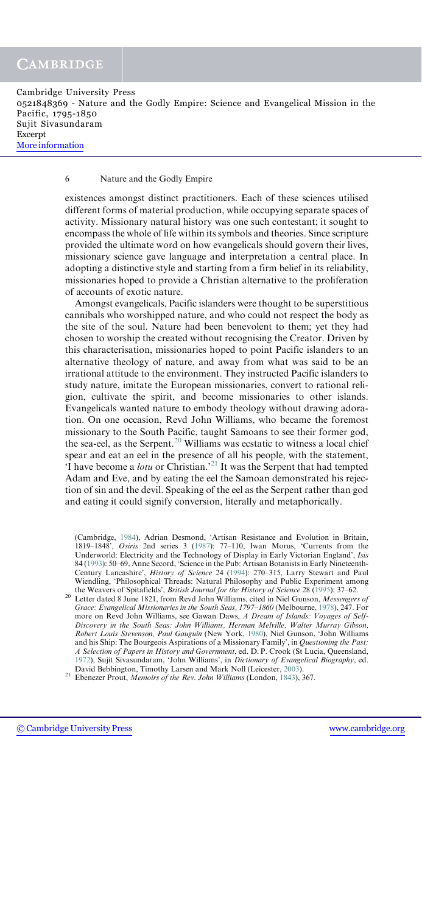existences amongst distinct practitioners. Each of these sciences utilised different forms of material production, while occupying separate spaces of activity. Missionary natural history was one such contestant; it sought to encompass the whole of life within its symbols and theories. Since scripture provided the ultimate word on how evangelicals should govern their lives, missionary science gave language and interpretation a central place. In adopting a distinctive style and starting from a firm belief in its reliability, missionaries hoped to provide a Christian alternative to the proliferation of accounts of exotic nature.

Amongst evangelicals, Pacific islanders were thought to be superstitious cannibals who worshipped nature, and who could not respect the body as the site of the soul. Nature had been benevolent to them; yet they had chosen to worship the created without recognising the Creator. Driven by this characterisation, missionaries hoped to point Pacific islanders to an alternative theology of nature, and away from what was said to be an irrational attitude to the environment. They instructed Pacific islanders to study nature, imitate the European missionaries, convert to rational religion, cultivate the spirit, and become missionaries to other islands. Evangelicals wanted nature to embody theology without drawing adoration. On one occasion, Revd John Williams, who became the foremost missionary to the South Pacific, taught Samoans to see their former god, the sea-eel, as the Serpent.[20] Williams was ecstatic to witness a local chief spear and eat an eel in the presence of all his people, with the statement, 'I have become a *lotu* or Christian.'[21] It was the Serpent that had tempted Adam and Eve, and by eating the eel the Samoan demonstrated his rejection of sin and the devil. Speaking of the eel as the Serpent rather than god and eating it could signify conversion, literally and metaphorically.

---

(Cambridge, 1984), Adrian Desmond, 'Artisan Resistance and Evolution in Britain, 1819–1848', *Osiris* 2nd series 3 (1987): 77–110, Iwan Morus, 'Currents from the Underworld: Electricity and the Technology of Display in Early Victorian England', *Isis* 84 (1993): 50–69, Anne Secord, 'Science in the Pub: Artisan Botanists in Early Nineteenth-Century Lancashire', *History of Science* 24 (1994): 270–315, Larry Stewart and Paul Wiendling, 'Philosophical Threads: Natural Philosophy and Public Experiment among the Weavers of Spitafields', *British Journal for the History of Science* 28 (1995): 37–62.

[20] Letter dated 8 June 1821, from Revd John Williams, cited in Niel Gunson, *Messengers of Grace: Evangelical Missionaries in the South Seas, 1797–1860* (Melbourne, 1978), 247. For more on Revd John Williams, see Gawan Daws, *A Dream of Islands: Voyages of Self-Discovery in the South Seas: John Williams, Herman Melville, Walter Murray Gibson, Robert Louis Stevenson, Paul Gauguin* (New York, 1980), Niel Gunson, 'John Williams and his Ship: The Bourgeois Aspirations of a Missionary Family', in *Questioning the Past: A Selection of Papers in History and Government*, ed. D. P. Crook (St Lucia, Queensland, 1972), Sujit Sivasundaram, 'John Williams', in *Dictionary of Evangelical Biography*, ed. David Bebbington, Timothy Larsen and Mark Noll (Leicester, 2003).

[21] Ebenezer Prout, *Memoirs of the Rev. John Williams* (London, 1843), 367.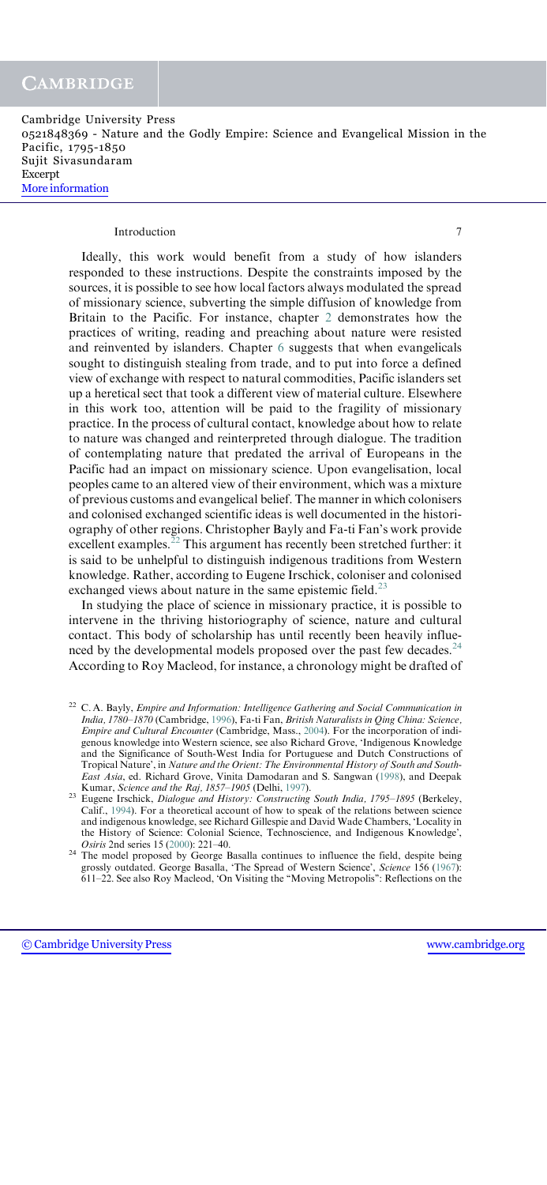Ideally, this work would benefit from a study of how islanders responded to these instructions. Despite the constraints imposed by the sources, it is possible to see how local factors always modulated the spread of missionary science, subverting the simple diffusion of knowledge from Britain to the Pacific. For instance, chapter 2 demonstrates how the practices of writing, reading and preaching about nature were resisted and reinvented by islanders. Chapter 6 suggests that when evangelicals sought to distinguish stealing from trade, and to put into force a defined view of exchange with respect to natural commodities, Pacific islanders set up a heretical sect that took a different view of material culture. Elsewhere in this work too, attention will be paid to the fragility of missionary practice. In the process of cultural contact, knowledge about how to relate to nature was changed and reinterpreted through dialogue. The tradition of contemplating nature that predated the arrival of Europeans in the Pacific had an impact on missionary science. Upon evangelisation, local peoples came to an altered view of their environment, which was a mixture of previous customs and evangelical belief. The manner in which colonisers and colonised exchanged scientific ideas is well documented in the historiography of other regions. Christopher Bayly and Fa-ti Fan's work provide excellent examples.[22] This argument has recently been stretched further: it is said to be unhelpful to distinguish indigenous traditions from Western knowledge. Rather, according to Eugene Irschick, coloniser and colonised exchanged views about nature in the same epistemic field.[23]

In studying the place of science in missionary practice, it is possible to intervene in the thriving historiography of science, nature and cultural contact. This body of scholarship has until recently been heavily influenced by the developmental models proposed over the past few decades.[24] According to Roy Macleod, for instance, a chronology might be drafted of

---

[22] C. A. Bayly, *Empire and Information: Intelligence Gathering and Social Communication in India, 1780–1870* (Cambridge, 1996), Fa-ti Fan, *British Naturalists in Qing China: Science, Empire and Cultural Encounter* (Cambridge, Mass., 2004). For the incorporation of indigenous knowledge into Western science, see also Richard Grove, 'Indigenous Knowledge and the Significance of South-West India for Portuguese and Dutch Constructions of Tropical Nature', in *Nature and the Orient: The Environmental History of South and South-East Asia*, ed. Richard Grove, Vinita Damodaran and S. Sangwan (1998), and Deepak Kumar, *Science and the Raj, 1857–1905* (Delhi, 1997).

[23] Eugene Irschick, *Dialogue and History: Constructing South India, 1795–1895* (Berkeley, Calif., 1994). For a theoretical account of how to speak of the relations between science and indigenous knowledge, see Richard Gillespie and David Wade Chambers, 'Locality in the History of Science: Colonial Science, Technoscience, and Indigenous Knowledge', *Osiris* 2nd series 15 (2000): 221–40.

[24] The model proposed by George Basalla continues to influence the field, despite being grossly outdated. George Basalla, 'The Spread of Western Science', *Science* 156 (1967): 611–22. See also Roy Macleod, 'On Visiting the "Moving Metropolis": Reflections on the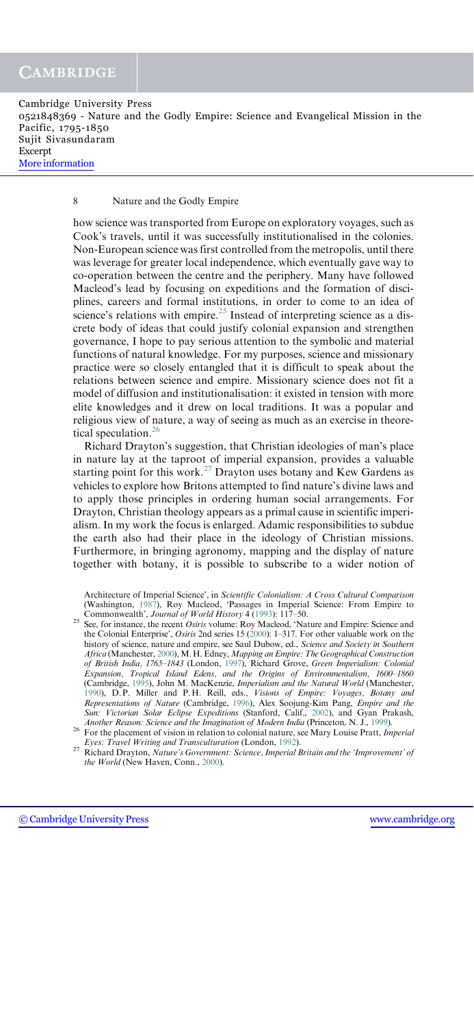how science was transported from Europe on exploratory voyages, such as Cook's travels, until it was successfully institutionalised in the colonies. Non-European science was first controlled from the metropolis, until there was leverage for greater local independence, which eventually gave way to co-operation between the centre and the periphery. Many have followed Macleod's lead by focusing on expeditions and the formation of disciplines, careers and formal institutions, in order to come to an idea of science's relations with empire.[25] Instead of interpreting science as a discrete body of ideas that could justify colonial expansion and strengthen governance, I hope to pay serious attention to the symbolic and material functions of natural knowledge. For my purposes, science and missionary practice were so closely entangled that it is difficult to speak about the relations between science and empire. Missionary science does not fit a model of diffusion and institutionalisation: it existed in tension with more elite knowledges and it drew on local traditions. It was a popular and religious view of nature, a way of seeing as much as an exercise in theoretical speculation.[26]

Richard Drayton's suggestion, that Christian ideologies of man's place in nature lay at the taproot of imperial expansion, provides a valuable starting point for this work.[27] Drayton uses botany and Kew Gardens as vehicles to explore how Britons attempted to find nature's divine laws and to apply those principles in ordering human social arrangements. For Drayton, Christian theology appears as a primal cause in scientific imperialism. In my work the focus is enlarged. Adamic responsibilities to subdue the earth also had their place in the ideology of Christian missions. Furthermore, in bringing agronomy, mapping and the display of nature together with botany, it is possible to subscribe to a wider notion of

Architecture of Imperial Science', in *Scientific Colonialism: A Cross Cultural Comparison* (Washington, 1987), Roy Macleod, 'Passages in Imperial Science: From Empire to Commonwealth', *Journal of World History* 4 (1993): 117–50.

[25] See, for instance, the recent *Osiris* volume: Roy Macleod, 'Nature and Empire: Science and the Colonial Enterprise', *Osiris* 2nd series 15 (2000): 1–317. For other valuable work on the history of science, nature and empire, see Saul Dubow, ed., *Science and Society in Southern Africa* (Manchester, 2000), M. H. Edney, *Mapping an Empire: The Geographical Construction of British India, 1765–1843* (London, 1997), Richard Grove, *Green Imperialism: Colonial Expansion, Tropical Island Edens, and the Origins of Environmentalism, 1600–1860* (Cambridge, 1995), John M. MacKenzie, *Imperialism and the Natural World* (Manchester, 1990), D. P. Miller and P. H. Reill, eds., *Visions of Empire: Voyages, Botany and Representations of Nature* (Cambridge, 1996), Alex Soojung-Kim Pang, *Empire and the Sun: Victorian Solar Eclipse Expeditions* (Stanford, Calif., 2002), and Gyan Prakash, *Another Reason: Science and the Imagination of Modern India* (Princeton, N. J., 1999).

[26] For the placement of vision in relation to colonial nature, see Mary Louise Pratt, *Imperial Eyes: Travel Writing and Transculturation* (London, 1992).

[27] Richard Drayton, *Nature's Government: Science, Imperial Britain and the 'Improvement' of the World* (New Haven, Conn., 2000).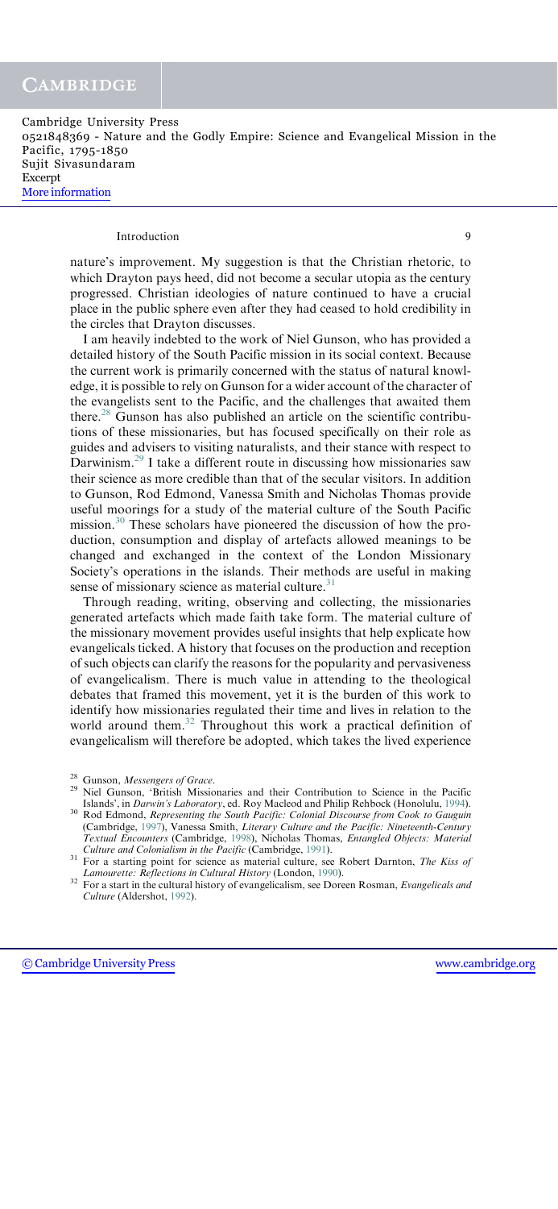nature's improvement. My suggestion is that the Christian rhetoric, to which Drayton pays heed, did not become a secular utopia as the century progressed. Christian ideologies of nature continued to have a crucial place in the public sphere even after they had ceased to hold credibility in the circles that Drayton discusses.

I am heavily indebted to the work of Niel Gunson, who has provided a detailed history of the South Pacific mission in its social context. Because the current work is primarily concerned with the status of natural knowledge, it is possible to rely on Gunson for a wider account of the character of the evangelists sent to the Pacific, and the challenges that awaited them there.[28] Gunson has also published an article on the scientific contributions of these missionaries, but has focused specifically on their role as guides and advisers to visiting naturalists, and their stance with respect to Darwinism.[29] I take a different route in discussing how missionaries saw their science as more credible than that of the secular visitors. In addition to Gunson, Rod Edmond, Vanessa Smith and Nicholas Thomas provide useful moorings for a study of the material culture of the South Pacific mission.[30] These scholars have pioneered the discussion of how the production, consumption and display of artefacts allowed meanings to be changed and exchanged in the context of the London Missionary Society's operations in the islands. Their methods are useful in making sense of missionary science as material culture.[31]

Through reading, writing, observing and collecting, the missionaries generated artefacts which made faith take form. The material culture of the missionary movement provides useful insights that help explicate how evangelicals ticked. A history that focuses on the production and reception of such objects can clarify the reasons for the popularity and pervasiveness of evangelicalism. There is much value in attending to the theological debates that framed this movement, yet it is the burden of this work to identify how missionaries regulated their time and lives in relation to the world around them.[32] Throughout this work a practical definition of evangelicalism will therefore be adopted, which takes the lived experience

[28] Gunson, *Messengers of Grace*.

[29] Niel Gunson, 'British Missionaries and their Contribution to Science in the Pacific Islands', in *Darwin's Laboratory*, ed. Roy Macleod and Philip Rehbock (Honolulu, 1994).

[30] Rod Edmond, *Representing the South Pacific: Colonial Discourse from Cook to Gauguin* (Cambridge, 1997), Vanessa Smith, *Literary Culture and the Pacific: Nineteenth-Century Textual Encounters* (Cambridge, 1998), Nicholas Thomas, *Entangled Objects: Material Culture and Colonialism in the Pacific* (Cambridge, 1991).

[31] For a starting point for science as material culture, see Robert Darnton, *The Kiss of Lamourette: Reflections in Cultural History* (London, 1990).

[32] For a start in the cultural history of evangelicalism, see Doreen Rosman, *Evangelicals and Culture* (Aldershot, 1992).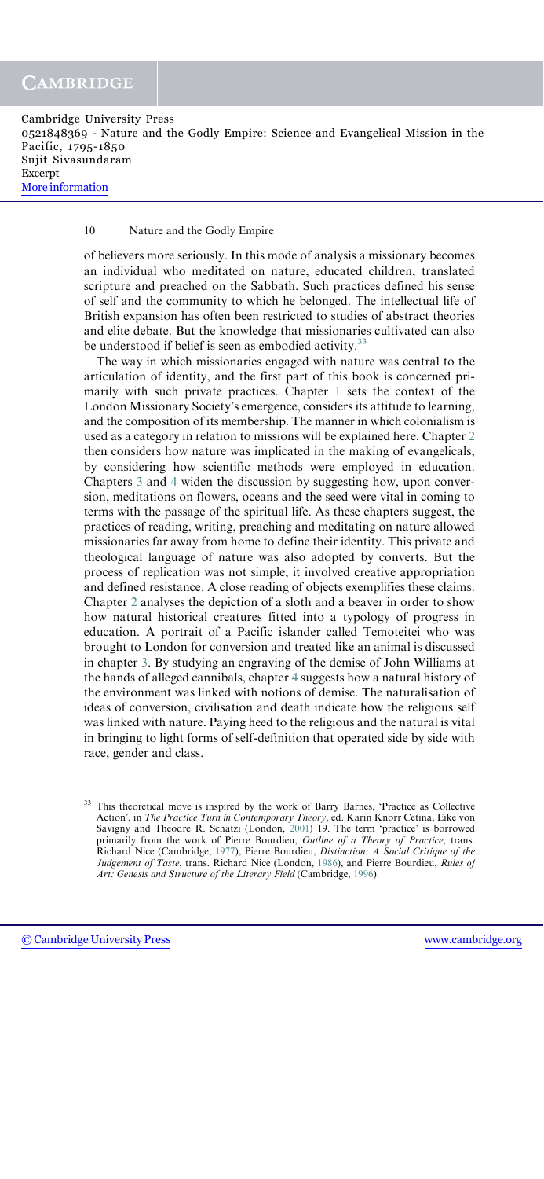of believers more seriously. In this mode of analysis a missionary becomes an individual who meditated on nature, educated children, translated scripture and preached on the Sabbath. Such practices defined his sense of self and the community to which he belonged. The intellectual life of British expansion has often been restricted to studies of abstract theories and elite debate. But the knowledge that missionaries cultivated can also be understood if belief is seen as embodied activity.[33]

The way in which missionaries engaged with nature was central to the articulation of identity, and the first part of this book is concerned primarily with such private practices. Chapter 1 sets the context of the London Missionary Society's emergence, considers its attitude to learning, and the composition of its membership. The manner in which colonialism is used as a category in relation to missions will be explained here. Chapter 2 then considers how nature was implicated in the making of evangelicals, by considering how scientific methods were employed in education. Chapters 3 and 4 widen the discussion by suggesting how, upon conversion, meditations on flowers, oceans and the seed were vital in coming to terms with the passage of the spiritual life. As these chapters suggest, the practices of reading, writing, preaching and meditating on nature allowed missionaries far away from home to define their identity. This private and theological language of nature was also adopted by converts. But the process of replication was not simple; it involved creative appropriation and defined resistance. A close reading of objects exemplifies these claims. Chapter 2 analyses the depiction of a sloth and a beaver in order to show how natural historical creatures fitted into a typology of progress in education. A portrait of a Pacific islander called Temoteitei who was brought to London for conversion and treated like an animal is discussed in chapter 3. By studying an engraving of the demise of John Williams at the hands of alleged cannibals, chapter 4 suggests how a natural history of the environment was linked with notions of demise. The naturalisation of ideas of conversion, civilisation and death indicate how the religious self was linked with nature. Paying heed to the religious and the natural is vital in bringing to light forms of self-definition that operated side by side with race, gender and class.

[33] This theoretical move is inspired by the work of Barry Barnes, 'Practice as Collective Action', in *The Practice Turn in Contemporary Theory*, ed. Karin Knorr Cetina, Eike von Savigny and Theodre R. Schatzi (London, 2001) 19. The term 'practice' is borrowed primarily from the work of Pierre Bourdieu, *Outline of a Theory of Practice*, trans. Richard Nice (Cambridge, 1977), Pierre Bourdieu, *Distinction: A Social Critique of the Judgement of Taste*, trans. Richard Nice (London, 1986), and Pierre Bourdieu, *Rules of Art: Genesis and Structure of the Literary Field* (Cambridge, 1996).